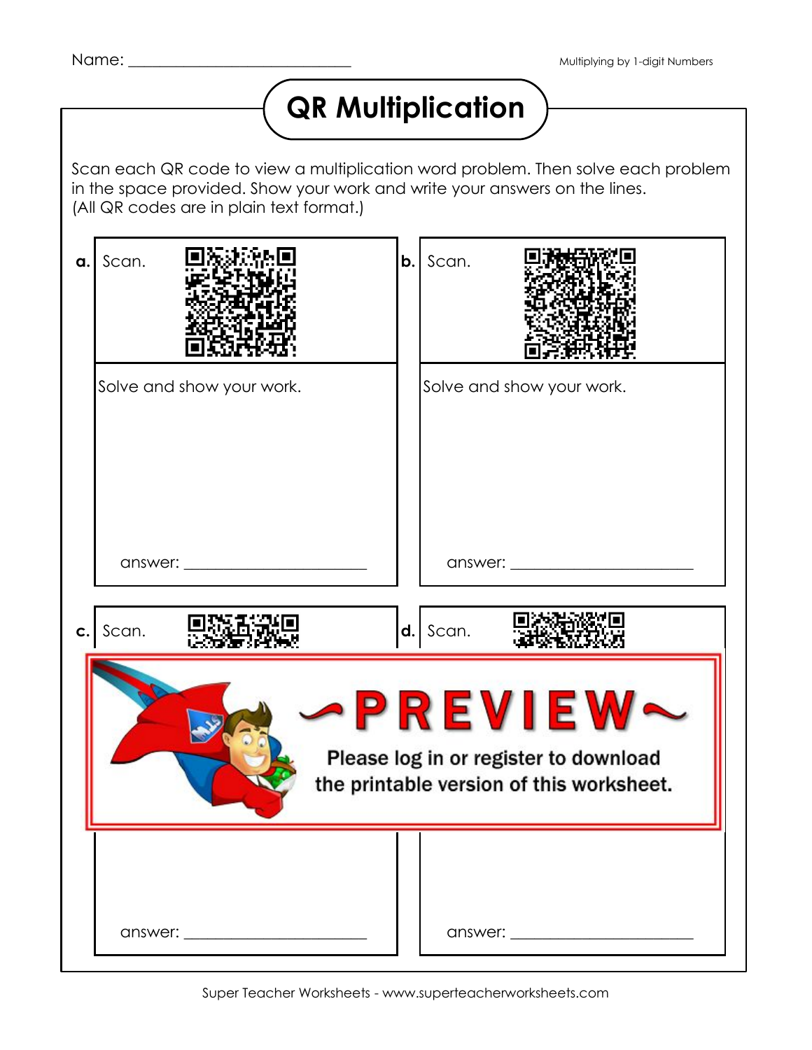Name: ______________________________

Multiplying by 1-digit Numbers

# QR Multiplication

Scan each QR code to view a multiplication word problem. Then solve each problem in the space provided. Show your work and write your answers on the lines.
(All QR codes are in plain text format.)

**a.** Scan.

Solve and show your work.

answer: ______________________

**b.** Scan.

Solve and show your work.

answer: ______________________

**c.** Scan.

answer: ______________________

**d.** Scan.

answer: ______________________

~PREVIEW~

Please log in or register to download the printable version of this worksheet.

Super Teacher Worksheets - www.superteacherworksheets.com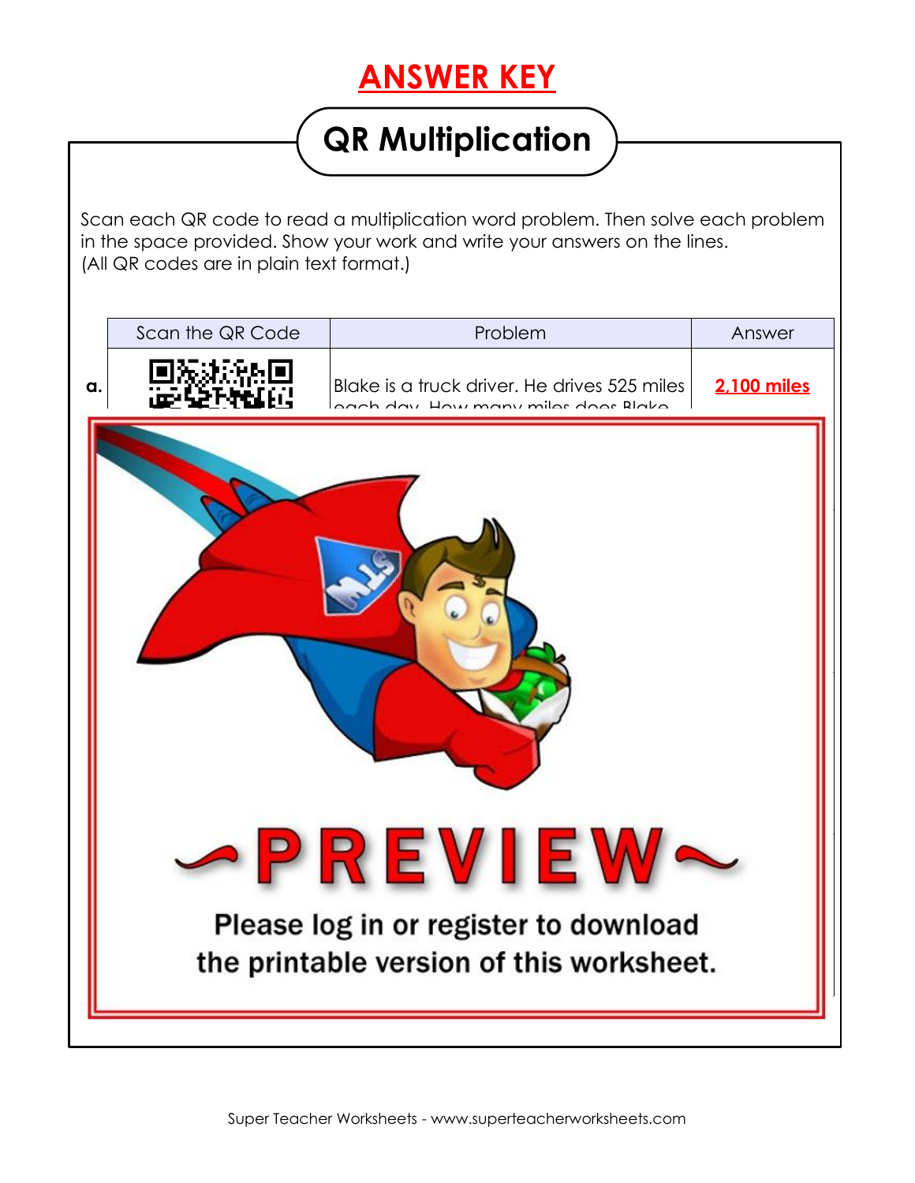# ANSWER KEY

## QR Multiplication

Scan each QR code to read a multiplication word problem. Then solve each problem in the space provided. Show your work and write your answers on the lines.
(All QR codes are in plain text format.)

| | Scan the QR Code | Problem | Answer |
|---|---|---|---|
| a. | | Blake is a truck driver. He drives 525 miles each day. How many miles does Blake | 2,100 miles |

~PREVIEW~

Please log in or register to download the printable version of this worksheet.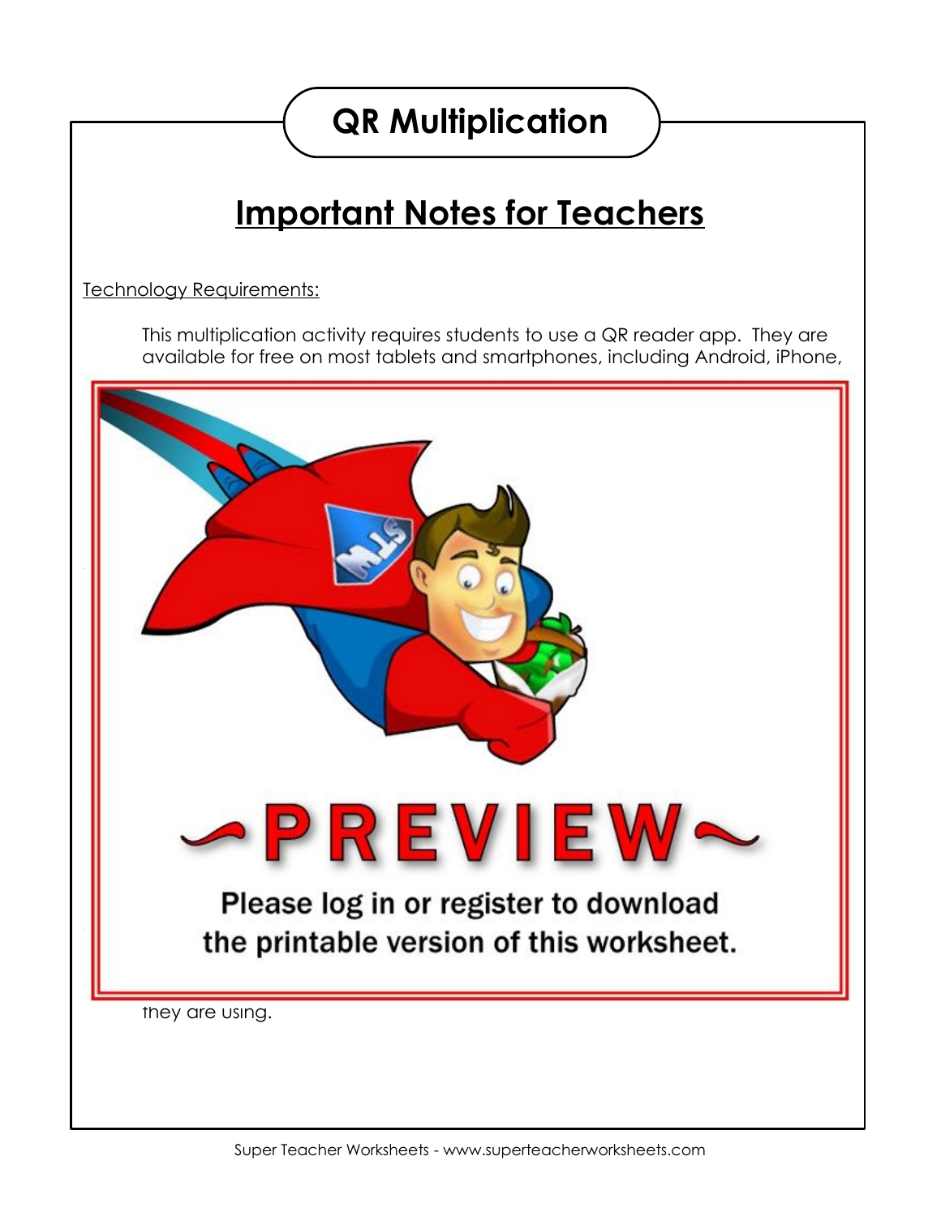# QR Multiplication

## Important Notes for Teachers

Technology Requirements:

This multiplication activity requires students to use a QR reader app. They are available for free on most tablets and smartphones, including Android, iPhone,

they are using.